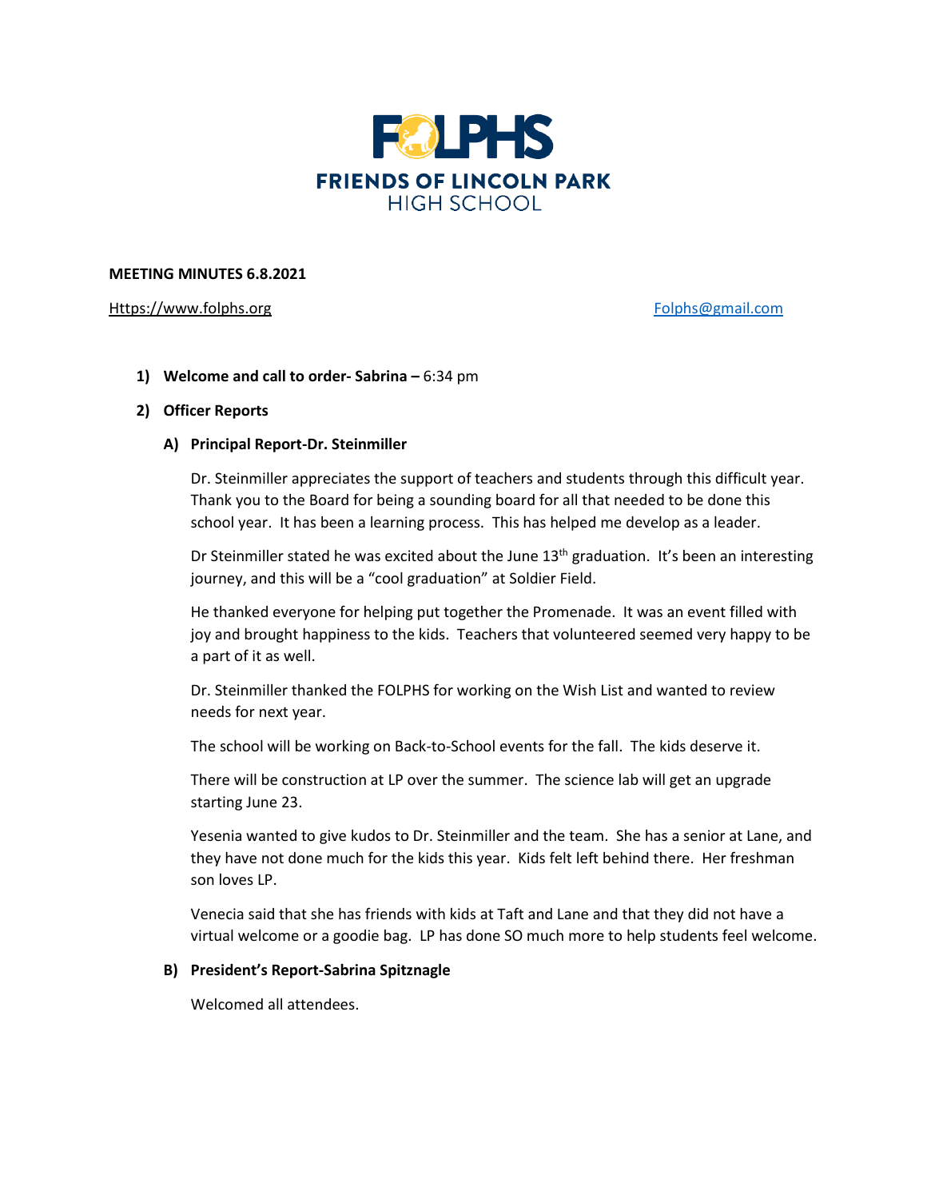# FOLPHS

## FRIENDS OF LINCOLN PARK HIGH SCHOOL

**MEETING MINUTES 6.8.2021**

Https://www.folphs.org Folphs@gmail.com

1) **Welcome and call to order- Sabrina –** 6:34 pm

2) **Officer Reports**

   A) **Principal Report-Dr. Steinmiller**

   Dr. Steinmiller appreciates the support of teachers and students through this difficult year. Thank you to the Board for being a sounding board for all that needed to be done this school year. It has been a learning process. This has helped me develop as a leader.

   Dr Steinmiller stated he was excited about the June 13th graduation. It's been an interesting journey, and this will be a "cool graduation" at Soldier Field.

   He thanked everyone for helping put together the Promenade. It was an event filled with joy and brought happiness to the kids. Teachers that volunteered seemed very happy to be a part of it as well.

   Dr. Steinmiller thanked the FOLPHS for working on the Wish List and wanted to review needs for next year.

   The school will be working on Back-to-School events for the fall. The kids deserve it.

   There will be construction at LP over the summer. The science lab will get an upgrade starting June 23.

   Yesenia wanted to give kudos to Dr. Steinmiller and the team. She has a senior at Lane, and they have not done much for the kids this year. Kids felt left behind there. Her freshman son loves LP.

   Venecia said that she has friends with kids at Taft and Lane and that they did not have a virtual welcome or a goodie bag. LP has done SO much more to help students feel welcome.

   B) **President's Report-Sabrina Spitznagle**

   Welcomed all attendees.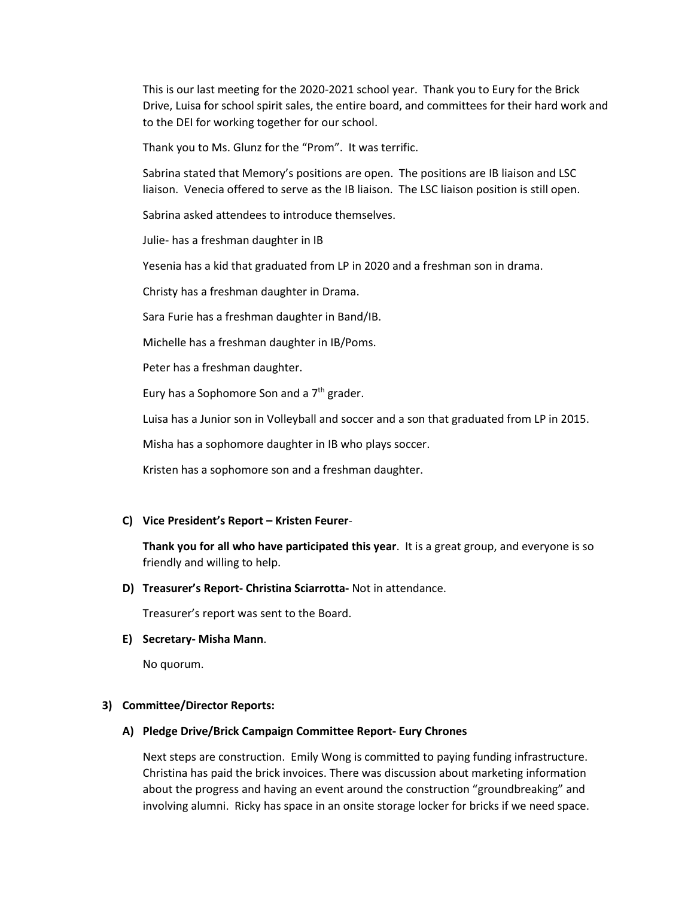This is our last meeting for the 2020-2021 school year. Thank you to Eury for the Brick Drive, Luisa for school spirit sales, the entire board, and committees for their hard work and to the DEI for working together for our school.

Thank you to Ms. Glunz for the "Prom". It was terrific.

Sabrina stated that Memory's positions are open. The positions are IB liaison and LSC liaison. Venecia offered to serve as the IB liaison. The LSC liaison position is still open.

Sabrina asked attendees to introduce themselves.

Julie- has a freshman daughter in IB

Yesenia has a kid that graduated from LP in 2020 and a freshman son in drama.

Christy has a freshman daughter in Drama.

Sara Furie has a freshman daughter in Band/IB.

Michelle has a freshman daughter in IB/Poms.

Peter has a freshman daughter.

Eury has a Sophomore Son and a 7th grader.

Luisa has a Junior son in Volleyball and soccer and a son that graduated from LP in 2015.

Misha has a sophomore daughter in IB who plays soccer.

Kristen has a sophomore son and a freshman daughter.

**C) Vice President's Report – Kristen Feurer**-

**Thank you for all who have participated this year**. It is a great group, and everyone is so friendly and willing to help.

**D) Treasurer's Report- Christina Sciarrotta-** Not in attendance.

Treasurer's report was sent to the Board.

**E) Secretary- Misha Mann**.

No quorum.

**3) Committee/Director Reports:**

**A) Pledge Drive/Brick Campaign Committee Report- Eury Chrones**

Next steps are construction. Emily Wong is committed to paying funding infrastructure. Christina has paid the brick invoices. There was discussion about marketing information about the progress and having an event around the construction "groundbreaking" and involving alumni. Ricky has space in an onsite storage locker for bricks if we need space.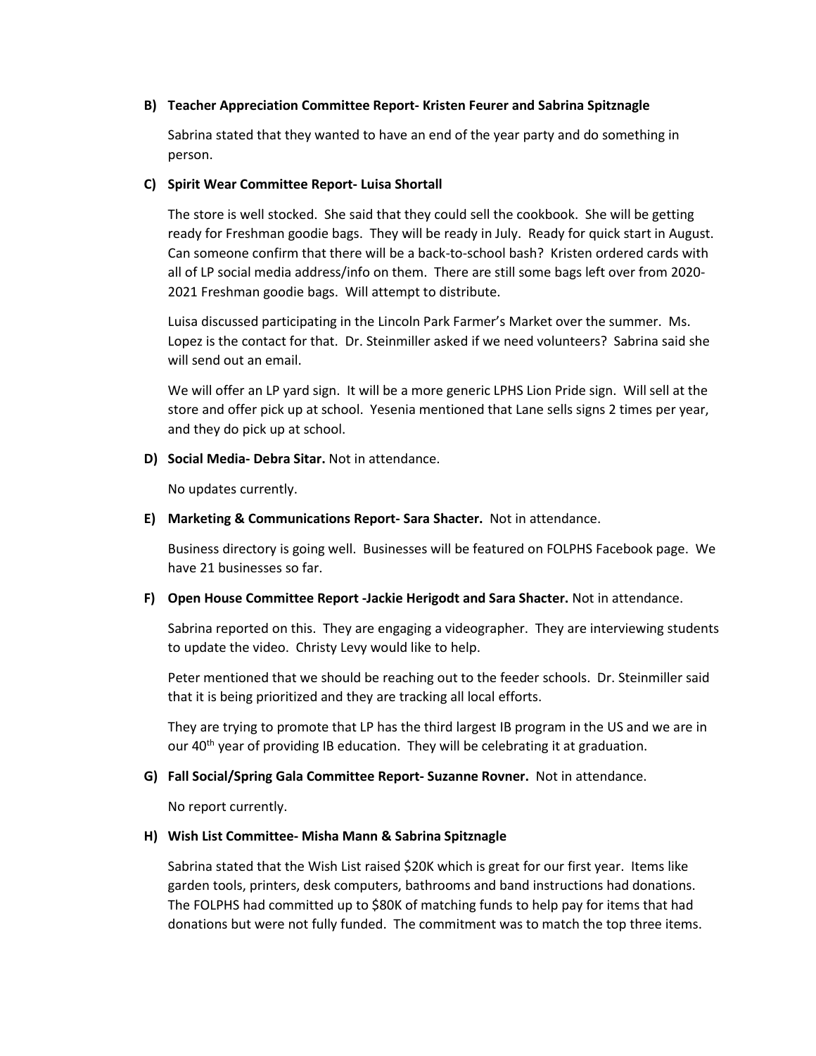**B) Teacher Appreciation Committee Report- Kristen Feurer and Sabrina Spitznagle**

Sabrina stated that they wanted to have an end of the year party and do something in person.

**C) Spirit Wear Committee Report- Luisa Shortall**

The store is well stocked. She said that they could sell the cookbook. She will be getting ready for Freshman goodie bags. They will be ready in July. Ready for quick start in August. Can someone confirm that there will be a back-to-school bash? Kristen ordered cards with all of LP social media address/info on them. There are still some bags left over from 2020-2021 Freshman goodie bags. Will attempt to distribute.

Luisa discussed participating in the Lincoln Park Farmer's Market over the summer. Ms. Lopez is the contact for that. Dr. Steinmiller asked if we need volunteers? Sabrina said she will send out an email.

We will offer an LP yard sign. It will be a more generic LPHS Lion Pride sign. Will sell at the store and offer pick up at school. Yesenia mentioned that Lane sells signs 2 times per year, and they do pick up at school.

**D) Social Media- Debra Sitar.** Not in attendance.

No updates currently.

**E) Marketing & Communications Report- Sara Shacter.** Not in attendance.

Business directory is going well. Businesses will be featured on FOLPHS Facebook page. We have 21 businesses so far.

**F) Open House Committee Report -Jackie Herigodt and Sara Shacter.** Not in attendance.

Sabrina reported on this. They are engaging a videographer. They are interviewing students to update the video. Christy Levy would like to help.

Peter mentioned that we should be reaching out to the feeder schools. Dr. Steinmiller said that it is being prioritized and they are tracking all local efforts.

They are trying to promote that LP has the third largest IB program in the US and we are in our 40th year of providing IB education. They will be celebrating it at graduation.

**G) Fall Social/Spring Gala Committee Report- Suzanne Rovner.** Not in attendance.

No report currently.

**H) Wish List Committee- Misha Mann & Sabrina Spitznagle**

Sabrina stated that the Wish List raised $20K which is great for our first year. Items like garden tools, printers, desk computers, bathrooms and band instructions had donations. The FOLPHS had committed up to $80K of matching funds to help pay for items that had donations but were not fully funded. The commitment was to match the top three items.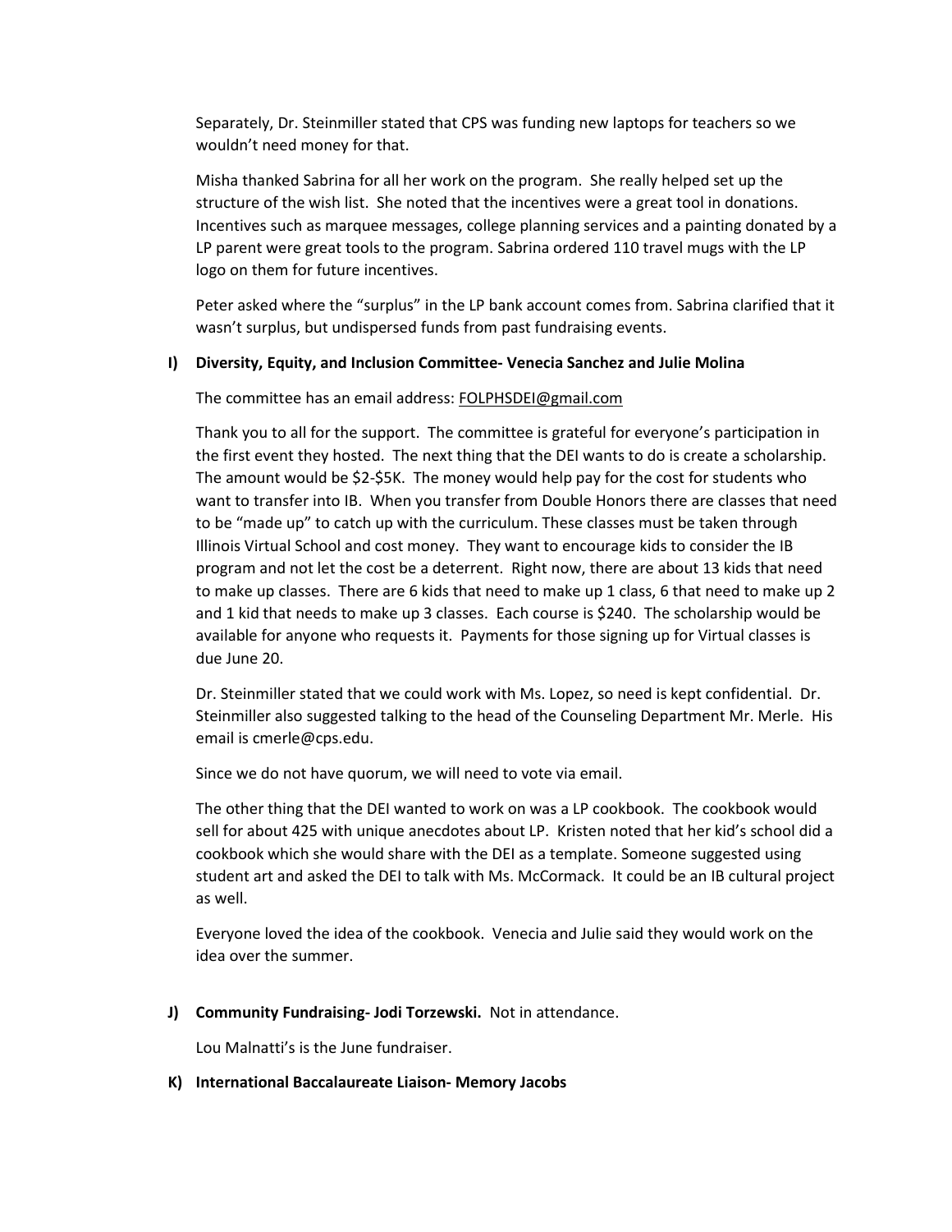Separately, Dr. Steinmiller stated that CPS was funding new laptops for teachers so we wouldn't need money for that.

Misha thanked Sabrina for all her work on the program. She really helped set up the structure of the wish list. She noted that the incentives were a great tool in donations. Incentives such as marquee messages, college planning services and a painting donated by a LP parent were great tools to the program. Sabrina ordered 110 travel mugs with the LP logo on them for future incentives.

Peter asked where the "surplus" in the LP bank account comes from. Sabrina clarified that it wasn't surplus, but undispersed funds from past fundraising events.

**I) Diversity, Equity, and Inclusion Committee- Venecia Sanchez and Julie Molina**

The committee has an email address: FOLPHSDEI@gmail.com

Thank you to all for the support. The committee is grateful for everyone's participation in the first event they hosted. The next thing that the DEI wants to do is create a scholarship. The amount would be $2-$5K. The money would help pay for the cost for students who want to transfer into IB. When you transfer from Double Honors there are classes that need to be "made up" to catch up with the curriculum. These classes must be taken through Illinois Virtual School and cost money. They want to encourage kids to consider the IB program and not let the cost be a deterrent. Right now, there are about 13 kids that need to make up classes. There are 6 kids that need to make up 1 class, 6 that need to make up 2 and 1 kid that needs to make up 3 classes. Each course is $240. The scholarship would be available for anyone who requests it. Payments for those signing up for Virtual classes is due June 20.

Dr. Steinmiller stated that we could work with Ms. Lopez, so need is kept confidential. Dr. Steinmiller also suggested talking to the head of the Counseling Department Mr. Merle. His email is cmerle@cps.edu.

Since we do not have quorum, we will need to vote via email.

The other thing that the DEI wanted to work on was a LP cookbook. The cookbook would sell for about 425 with unique anecdotes about LP. Kristen noted that her kid's school did a cookbook which she would share with the DEI as a template. Someone suggested using student art and asked the DEI to talk with Ms. McCormack. It could be an IB cultural project as well.

Everyone loved the idea of the cookbook. Venecia and Julie said they would work on the idea over the summer.

**J) Community Fundraising- Jodi Torzewski.** Not in attendance.

Lou Malnatti's is the June fundraiser.

**K) International Baccalaureate Liaison- Memory Jacobs**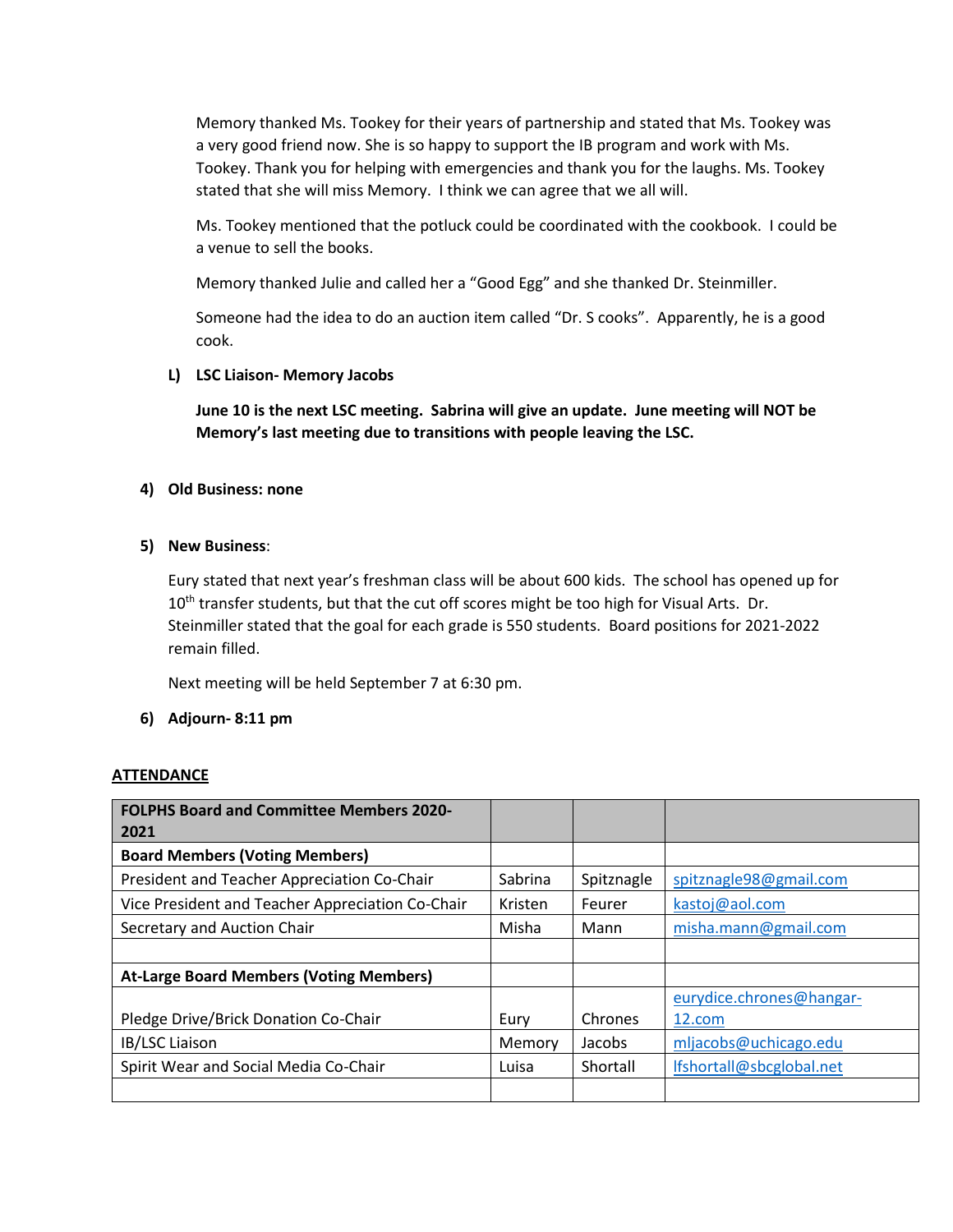Memory thanked Ms. Tookey for their years of partnership and stated that Ms. Tookey was a very good friend now. She is so happy to support the IB program and work with Ms. Tookey. Thank you for helping with emergencies and thank you for the laughs. Ms. Tookey stated that she will miss Memory. I think we can agree that we all will.

Ms. Tookey mentioned that the potluck could be coordinated with the cookbook. I could be a venue to sell the books.

Memory thanked Julie and called her a "Good Egg" and she thanked Dr. Steinmiller.

Someone had the idea to do an auction item called "Dr. S cooks". Apparently, he is a good cook.

**L) LSC Liaison- Memory Jacobs**

**June 10 is the next LSC meeting. Sabrina will give an update. June meeting will NOT be Memory's last meeting due to transitions with people leaving the LSC.**

**4) Old Business: none**

**5) New Business**:

Eury stated that next year's freshman class will be about 600 kids. The school has opened up for 10th transfer students, but that the cut off scores might be too high for Visual Arts. Dr. Steinmiller stated that the goal for each grade is 550 students. Board positions for 2021-2022 remain filled.

Next meeting will be held September 7 at 6:30 pm.

**6) Adjourn- 8:11 pm**

**ATTENDANCE**

| **FOLPHS Board and Committee Members 2020-2021** | | | |
|---|---|---|---|
| **Board Members (Voting Members)** | | | |
| President and Teacher Appreciation Co-Chair | Sabrina | Spitznagle | spitznagle98@gmail.com |
| Vice President and Teacher Appreciation Co-Chair | Kristen | Feurer | kastoj@aol.com |
| Secretary and Auction Chair | Misha | Mann | misha.mann@gmail.com |
| | | | |
| **At-Large Board Members (Voting Members)** | | | |
| Pledge Drive/Brick Donation Co-Chair | Eury | Chrones | eurydice.chrones@hangar-12.com |
| IB/LSC Liaison | Memory | Jacobs | mljacobs@uchicago.edu |
| Spirit Wear and Social Media Co-Chair | Luisa | Shortall | lfshortall@sbcglobal.net |
| | | | |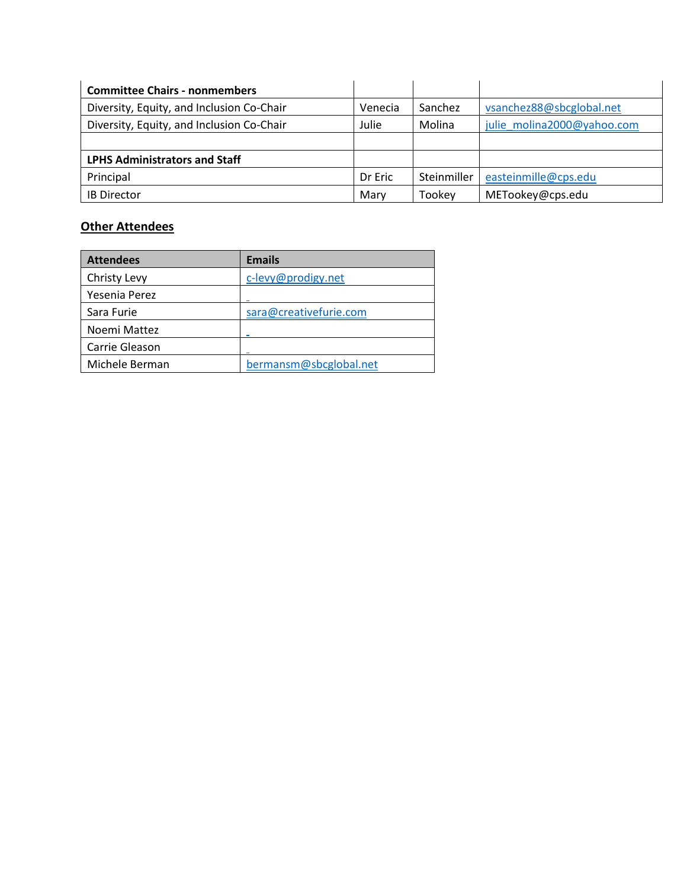| | | | |
|---|---|---|---|
| **Committee Chairs - nonmembers** | | | |
| Diversity, Equity, and Inclusion Co-Chair | Venecia | Sanchez | vsanchez88@sbcglobal.net |
| Diversity, Equity, and Inclusion Co-Chair | Julie | Molina | julie_molina2000@yahoo.com |
| | | | |
| **LPHS Administrators and Staff** | | | |
| Principal | Dr Eric | Steinmiller | easteinmille@cps.edu |
| IB Director | Mary | Tookey | METookey@cps.edu |

## Other Attendees

| Attendees | Emails |
|---|---|
| Christy Levy | c-levy@prodigy.net |
| Yesenia Perez | |
| Sara Furie | sara@creativefurie.com |
| Noemi Mattez | |
| Carrie Gleason | |
| Michele Berman | bermansm@sbcglobal.net |